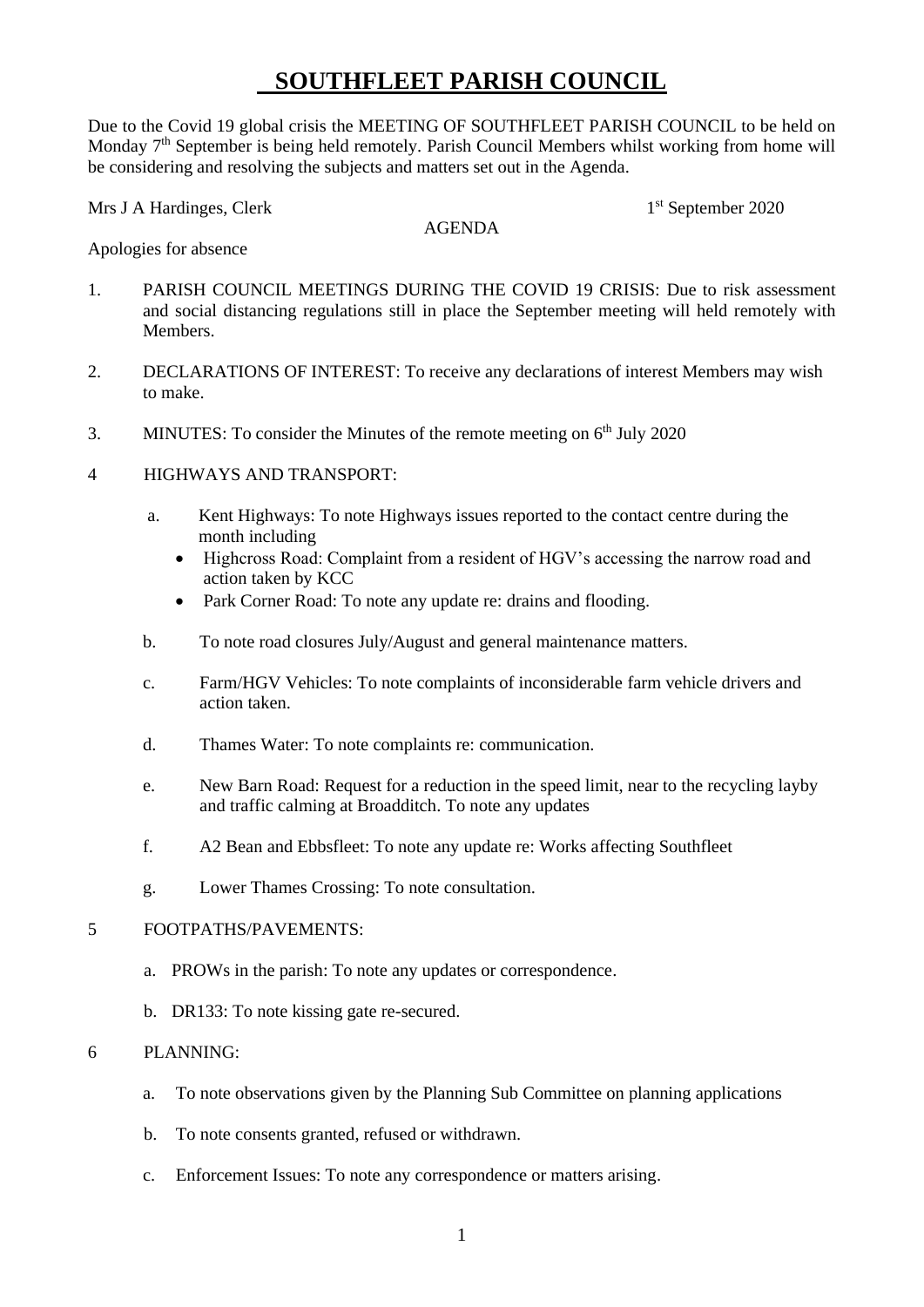# SOUTHFLEET PARISH COUNCIL

Due to the Covid 19 global crisis the MEETING OF SOUTHFLEET PARISH COUNCIL to be held on Monday 7th September is being held remotely. Parish Council Members whilst working from home will be considering and resolving the subjects and matters set out in the Agenda.

Mrs J A Hardinges, Clerk 1st September 2020

AGENDA

Apologies for absence

1. PARISH COUNCIL MEETINGS DURING THE COVID 19 CRISIS: Due to risk assessment and social distancing regulations still in place the September meeting will held remotely with Members.

2. DECLARATIONS OF INTEREST: To receive any declarations of interest Members may wish to make.

3. MINUTES: To consider the Minutes of the remote meeting on 6th July 2020

4 HIGHWAYS AND TRANSPORT:

   a. Kent Highways: To note Highways issues reported to the contact centre during the month including
      - Highcross Road: Complaint from a resident of HGV's accessing the narrow road and action taken by KCC
      - Park Corner Road: To note any update re: drains and flooding.

   b. To note road closures July/August and general maintenance matters.

   c. Farm/HGV Vehicles: To note complaints of inconsiderable farm vehicle drivers and action taken.

   d. Thames Water: To note complaints re: communication.

   e. New Barn Road: Request for a reduction in the speed limit, near to the recycling layby and traffic calming at Broadditch. To note any updates

   f. A2 Bean and Ebbsfleet: To note any update re: Works affecting Southfleet

   g. Lower Thames Crossing: To note consultation.

5 FOOTPATHS/PAVEMENTS:

   a. PROWs in the parish: To note any updates or correspondence.

   b. DR133: To note kissing gate re-secured.

6 PLANNING:

   a. To note observations given by the Planning Sub Committee on planning applications

   b. To note consents granted, refused or withdrawn.

   c. Enforcement Issues: To note any correspondence or matters arising.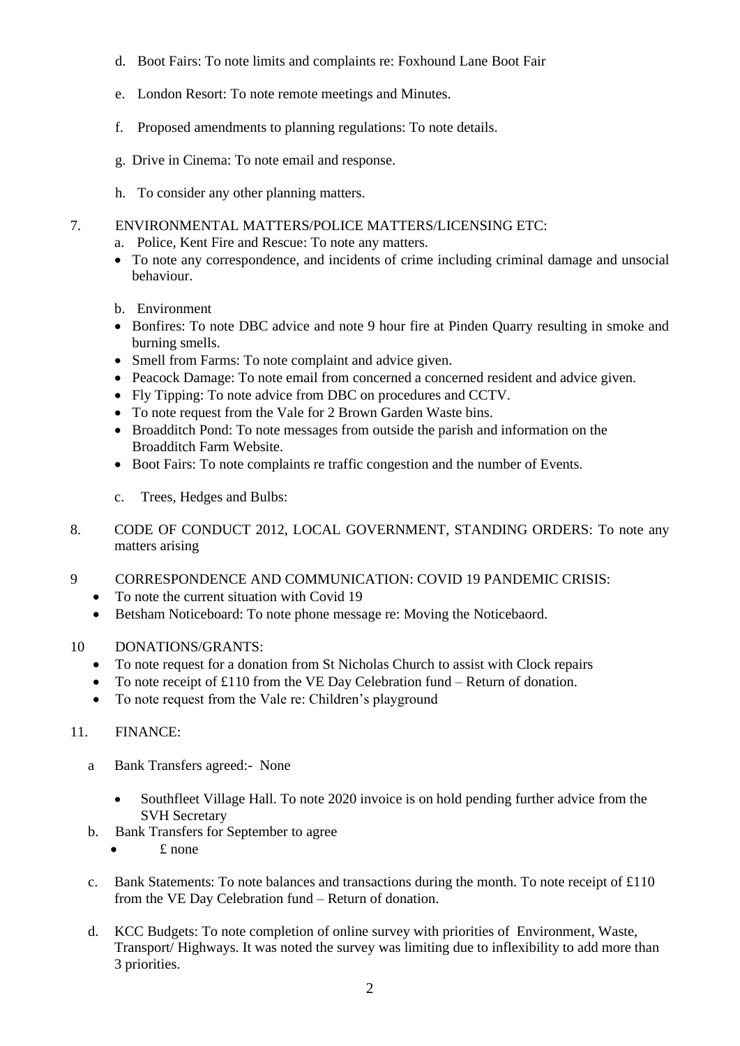d. Boot Fairs: To note limits and complaints re: Foxhound Lane Boot Fair

e. London Resort: To note remote meetings and Minutes.

f. Proposed amendments to planning regulations: To note details.

g. Drive in Cinema: To note email and response.

h. To consider any other planning matters.

7. ENVIRONMENTAL MATTERS/POLICE MATTERS/LICENSING ETC:

a. Police, Kent Fire and Rescue: To note any matters.

- To note any correspondence, and incidents of crime including criminal damage and unsocial behaviour.

b. Environment

- Bonfires: To note DBC advice and note 9 hour fire at Pinden Quarry resulting in smoke and burning smells.
- Smell from Farms: To note complaint and advice given.
- Peacock Damage: To note email from concerned a concerned resident and advice given.
- Fly Tipping: To note advice from DBC on procedures and CCTV.
- To note request from the Vale for 2 Brown Garden Waste bins.
- Broadditch Pond: To note messages from outside the parish and information on the Broadditch Farm Website.
- Boot Fairs: To note complaints re traffic congestion and the number of Events.

c. Trees, Hedges and Bulbs:

8. CODE OF CONDUCT 2012, LOCAL GOVERNMENT, STANDING ORDERS: To note any matters arising

9 CORRESPONDENCE AND COMMUNICATION: COVID 19 PANDEMIC CRISIS:

- To note the current situation with Covid 19
- Betsham Noticeboard: To note phone message re: Moving the Noticebaord.

10 DONATIONS/GRANTS:

- To note request for a donation from St Nicholas Church to assist with Clock repairs
- To note receipt of £110 from the VE Day Celebration fund – Return of donation.
- To note request from the Vale re: Children's playground

11. FINANCE:

a Bank Transfers agreed:- None

- Southfleet Village Hall. To note 2020 invoice is on hold pending further advice from the SVH Secretary

b. Bank Transfers for September to agree

- £ none

c. Bank Statements: To note balances and transactions during the month. To note receipt of £110 from the VE Day Celebration fund – Return of donation.

d. KCC Budgets: To note completion of online survey with priorities of Environment, Waste, Transport/ Highways. It was noted the survey was limiting due to inflexibility to add more than 3 priorities.